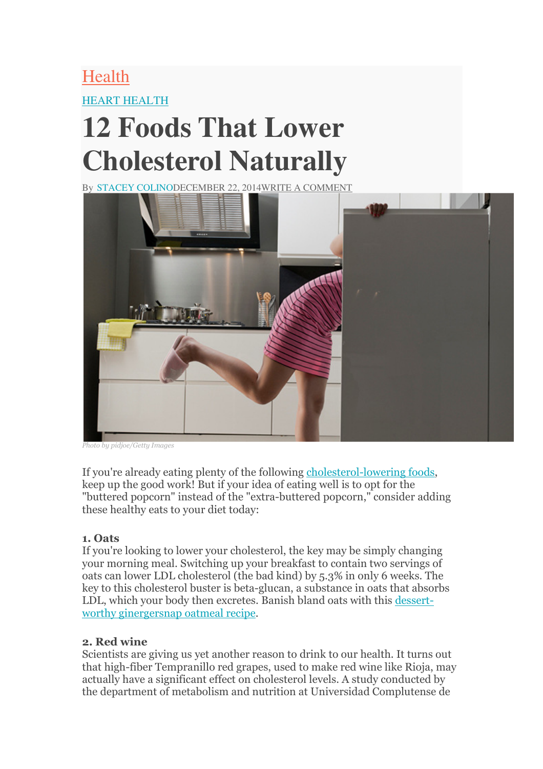Health

HEART HEALTH

# 12 Foods That Lower Cholesterol Naturally

By STACEY COLINODECEMBER 22, 2014WRITE A COMMENT

*Photo by pidjoe/Getty Images*

If you're already eating plenty of the following cholesterol-lowering foods, keep up the good work! But if your idea of eating well is to opt for the "buttered popcorn" instead of the "extra-buttered popcorn," consider adding these healthy eats to your diet today:

**1. Oats**

If you're looking to lower your cholesterol, the key may be simply changing your morning meal. Switching up your breakfast to contain two servings of oats can lower LDL cholesterol (the bad kind) by 5.3% in only 6 weeks. The key to this cholesterol buster is beta-glucan, a substance in oats that absorbs LDL, which your body then excretes. Banish bland oats with this dessert-worthy ginergersnap oatmeal recipe.

**2. Red wine**

Scientists are giving us yet another reason to drink to our health. It turns out that high-fiber Tempranillo red grapes, used to make red wine like Rioja, may actually have a significant effect on cholesterol levels. A study conducted by the department of metabolism and nutrition at Universidad Complutense de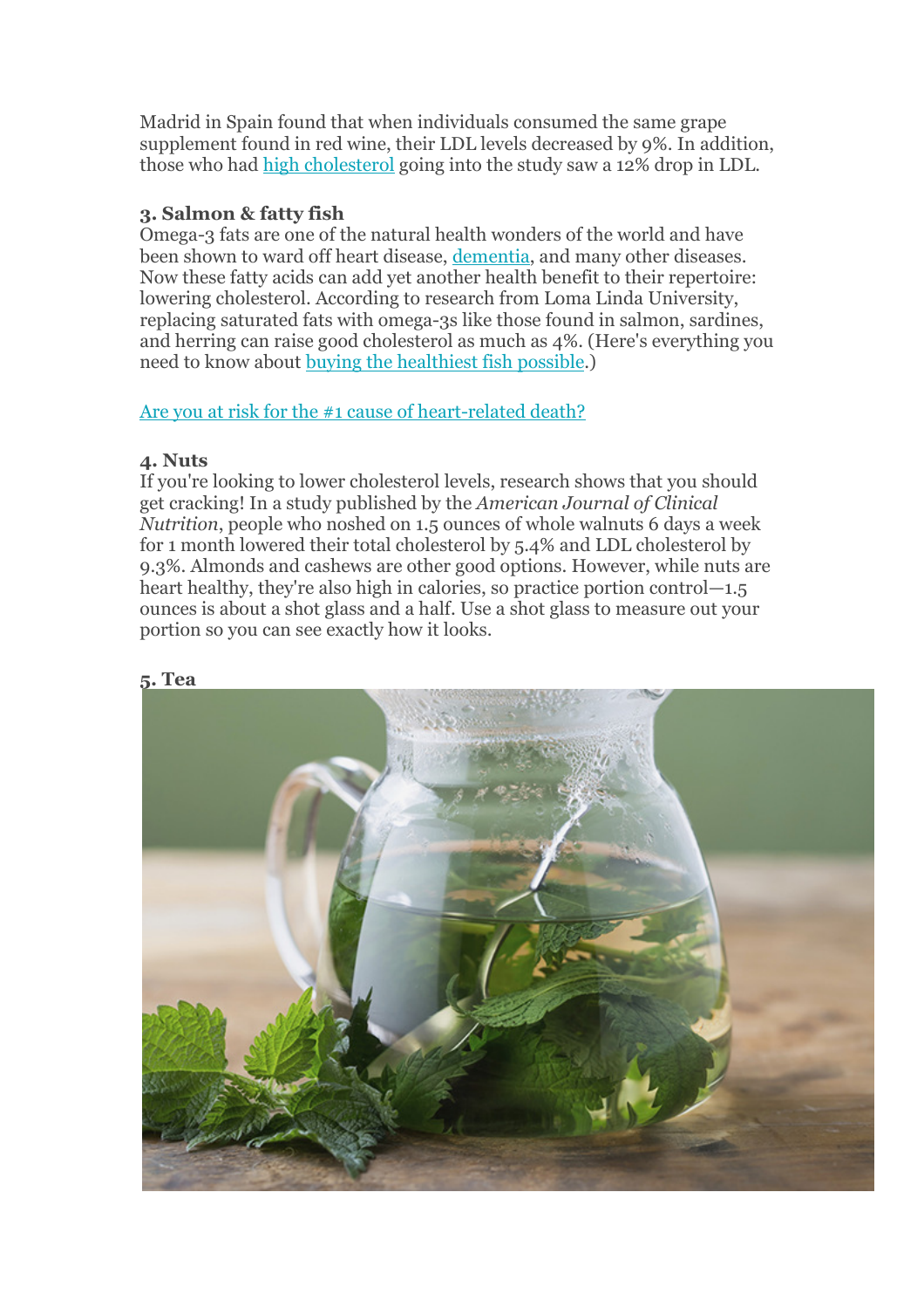Madrid in Spain found that when individuals consumed the same grape supplement found in red wine, their LDL levels decreased by 9%. In addition, those who had [high cholesterol](#) going into the study saw a 12% drop in LDL.

**3. Salmon & fatty fish**

Omega-3 fats are one of the natural health wonders of the world and have been shown to ward off heart disease, [dementia](#), and many other diseases. Now these fatty acids can add yet another health benefit to their repertoire: lowering cholesterol. According to research from Loma Linda University, replacing saturated fats with omega-3s like those found in salmon, sardines, and herring can raise good cholesterol as much as 4%. (Here's everything you need to know about [buying the healthiest fish possible](#).)

[Are you at risk for the #1 cause of heart-related death?](#)

**4. Nuts**

If you're looking to lower cholesterol levels, research shows that you should get cracking! In a study published by the *American Journal of Clinical Nutrition*, people who noshed on 1.5 ounces of whole walnuts 6 days a week for 1 month lowered their total cholesterol by 5.4% and LDL cholesterol by 9.3%. Almonds and cashews are other good options. However, while nuts are heart healthy, they're also high in calories, so practice portion control—1.5 ounces is about a shot glass and a half. Use a shot glass to measure out your portion so you can see exactly how it looks.

**5. Tea**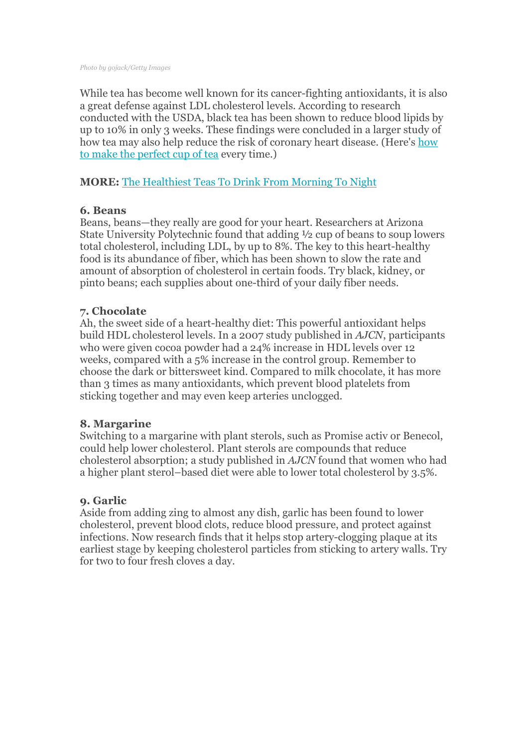*Photo by gojack/Getty Images*

While tea has become well known for its cancer-fighting antioxidants, it is also a great defense against LDL cholesterol levels. According to research conducted with the USDA, black tea has been shown to reduce blood lipids by up to 10% in only 3 weeks. These findings were concluded in a larger study of how tea may also help reduce the risk of coronary heart disease. (Here's [how to make the perfect cup of tea]() every time.)

**MORE:** [The Healthiest Teas To Drink From Morning To Night]()

### 6. Beans

Beans, beans—they really are good for your heart. Researchers at Arizona State University Polytechnic found that adding ½ cup of beans to soup lowers total cholesterol, including LDL, by up to 8%. The key to this heart-healthy food is its abundance of fiber, which has been shown to slow the rate and amount of absorption of cholesterol in certain foods. Try black, kidney, or pinto beans; each supplies about one-third of your daily fiber needs.

### 7. Chocolate

Ah, the sweet side of a heart-healthy diet: This powerful antioxidant helps build HDL cholesterol levels. In a 2007 study published in *AJCN*, participants who were given cocoa powder had a 24% increase in HDL levels over 12 weeks, compared with a 5% increase in the control group. Remember to choose the dark or bittersweet kind. Compared to milk chocolate, it has more than 3 times as many antioxidants, which prevent blood platelets from sticking together and may even keep arteries unclogged.

### 8. Margarine

Switching to a margarine with plant sterols, such as Promise activ or Benecol, could help lower cholesterol. Plant sterols are compounds that reduce cholesterol absorption; a study published in *AJCN* found that women who had a higher plant sterol–based diet were able to lower total cholesterol by 3.5%.

### 9. Garlic

Aside from adding zing to almost any dish, garlic has been found to lower cholesterol, prevent blood clots, reduce blood pressure, and protect against infections. Now research finds that it helps stop artery-clogging plaque at its earliest stage by keeping cholesterol particles from sticking to artery walls. Try for two to four fresh cloves a day.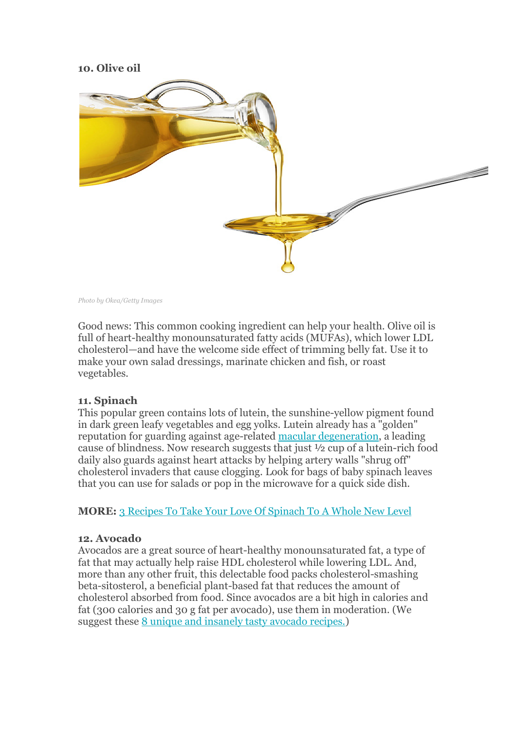**10. Olive oil**

*Photo by Okea/Getty Images*

Good news: This common cooking ingredient can help your health. Olive oil is full of heart-healthy monounsaturated fatty acids (MUFAs), which lower LDL cholesterol—and have the welcome side effect of trimming belly fat. Use it to make your own salad dressings, marinate chicken and fish, or roast vegetables.

**11. Spinach**

This popular green contains lots of lutein, the sunshine-yellow pigment found in dark green leafy vegetables and egg yolks. Lutein already has a "golden" reputation for guarding against age-related macular degeneration, a leading cause of blindness. Now research suggests that just ½ cup of a lutein-rich food daily also guards against heart attacks by helping artery walls "shrug off" cholesterol invaders that cause clogging. Look for bags of baby spinach leaves that you can use for salads or pop in the microwave for a quick side dish.

**MORE:** 3 Recipes To Take Your Love Of Spinach To A Whole New Level

**12. Avocado**

Avocados are a great source of heart-healthy monounsaturated fat, a type of fat that may actually help raise HDL cholesterol while lowering LDL. And, more than any other fruit, this delectable food packs cholesterol-smashing beta-sitosterol, a beneficial plant-based fat that reduces the amount of cholesterol absorbed from food. Since avocados are a bit high in calories and fat (300 calories and 30 g fat per avocado), use them in moderation. (We suggest these 8 unique and insanely tasty avocado recipes.)